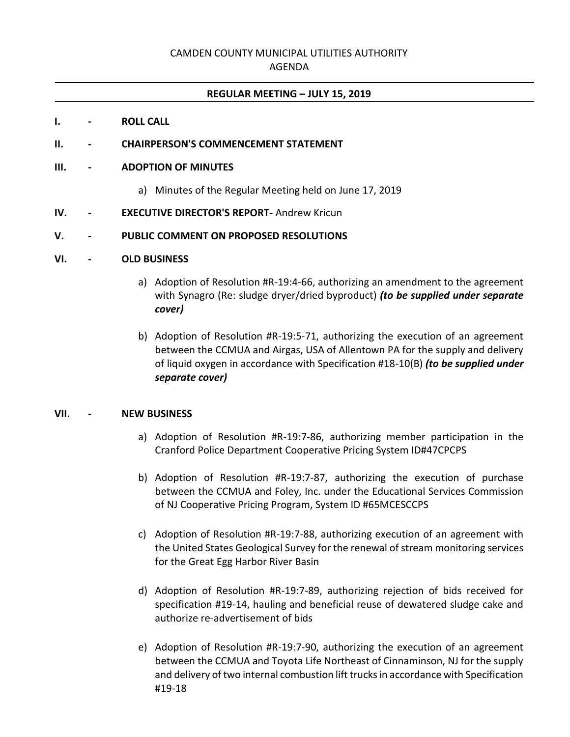CAMDEN COUNTY MUNICIPAL UTILITIES AUTHORITY

AGENDA

---

**REGULAR MEETING – JULY 15, 2019**

---

**I. - ROLL CALL**

**II. - CHAIRPERSON'S COMMENCEMENT STATEMENT**

**III. - ADOPTION OF MINUTES**

a) Minutes of the Regular Meeting held on June 17, 2019

**IV. - EXECUTIVE DIRECTOR'S REPORT**- Andrew Kricun

**V. - PUBLIC COMMENT ON PROPOSED RESOLUTIONS**

**VI. - OLD BUSINESS**

a) Adoption of Resolution #R-19:4-66, authorizing an amendment to the agreement with Synagro (Re: sludge dryer/dried byproduct) ***(to be supplied under separate cover)***

b) Adoption of Resolution #R-19:5-71, authorizing the execution of an agreement between the CCMUA and Airgas, USA of Allentown PA for the supply and delivery of liquid oxygen in accordance with Specification #18-10(B) ***(to be supplied under separate cover)***

**VII. - NEW BUSINESS**

a) Adoption of Resolution #R-19:7-86, authorizing member participation in the Cranford Police Department Cooperative Pricing System ID#47CPCPS

b) Adoption of Resolution #R-19:7-87, authorizing the execution of purchase between the CCMUA and Foley, Inc. under the Educational Services Commission of NJ Cooperative Pricing Program, System ID #65MCESCCPS

c) Adoption of Resolution #R-19:7-88, authorizing execution of an agreement with the United States Geological Survey for the renewal of stream monitoring services for the Great Egg Harbor River Basin

d) Adoption of Resolution #R-19:7-89, authorizing rejection of bids received for specification #19-14, hauling and beneficial reuse of dewatered sludge cake and authorize re-advertisement of bids

e) Adoption of Resolution #R-19:7-90, authorizing the execution of an agreement between the CCMUA and Toyota Life Northeast of Cinnaminson, NJ for the supply and delivery of two internal combustion lift trucks in accordance with Specification #19-18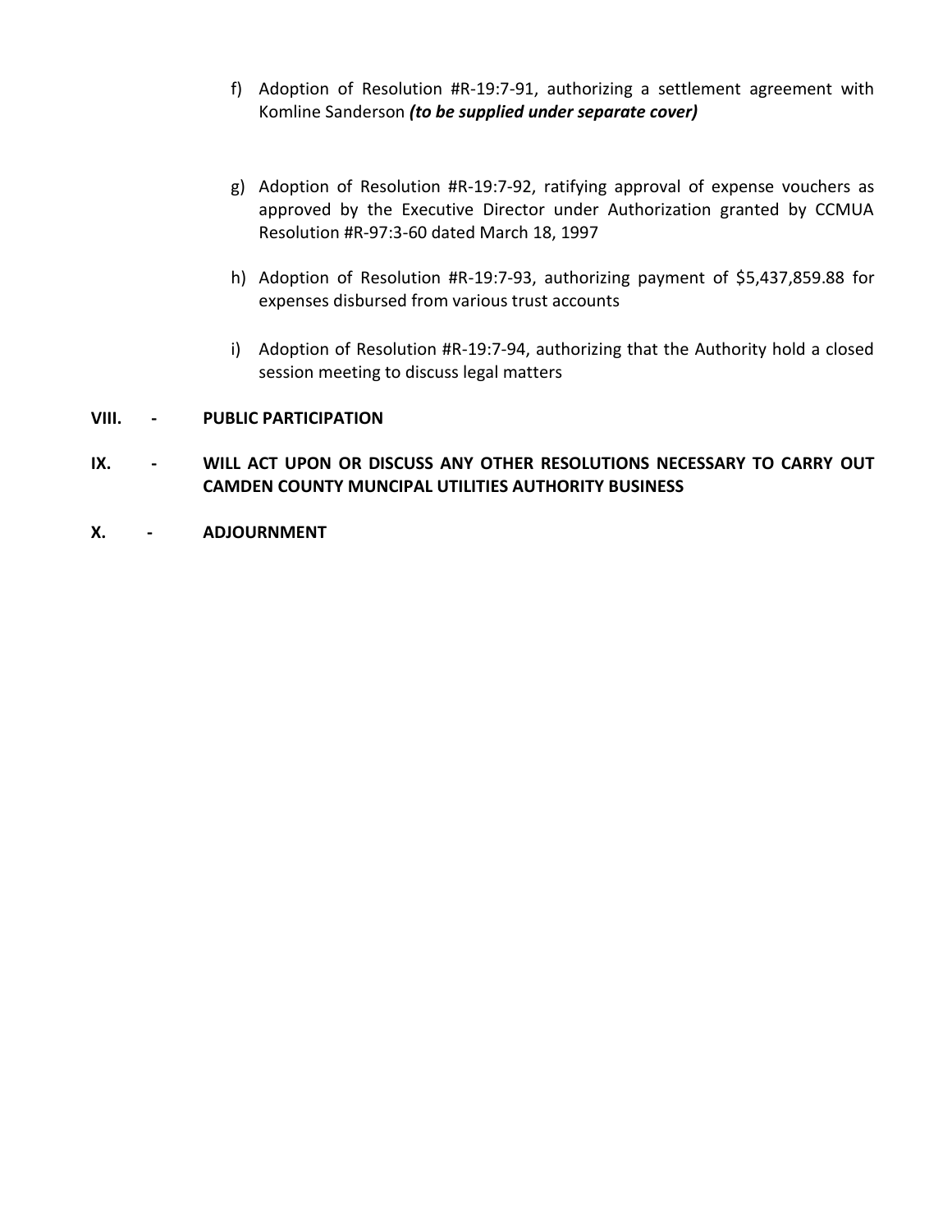f) Adoption of Resolution #R-19:7-91, authorizing a settlement agreement with Komline Sanderson ***(to be supplied under separate cover)***

g) Adoption of Resolution #R-19:7-92, ratifying approval of expense vouchers as approved by the Executive Director under Authorization granted by CCMUA Resolution #R-97:3-60 dated March 18, 1997

h) Adoption of Resolution #R-19:7-93, authorizing payment of $5,437,859.88 for expenses disbursed from various trust accounts

i) Adoption of Resolution #R-19:7-94, authorizing that the Authority hold a closed session meeting to discuss legal matters

**VIII. - PUBLIC PARTICIPATION**

**IX. - WILL ACT UPON OR DISCUSS ANY OTHER RESOLUTIONS NECESSARY TO CARRY OUT CAMDEN COUNTY MUNCIPAL UTILITIES AUTHORITY BUSINESS**

**X. - ADJOURNMENT**